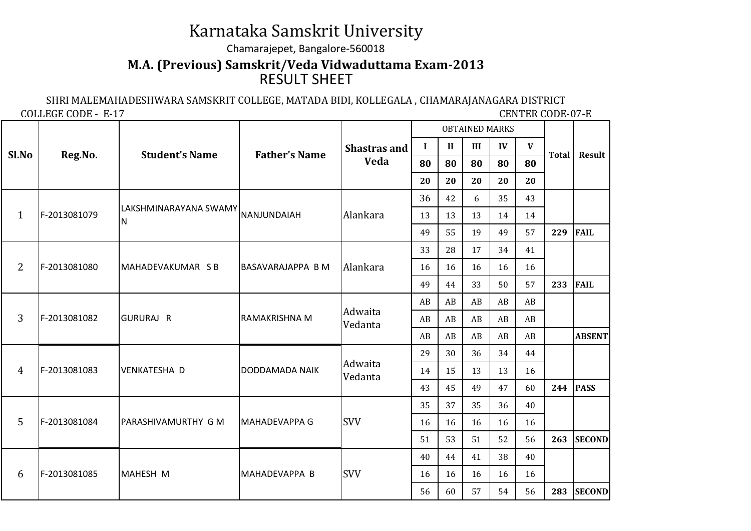# Karnataka Samskrit University

Chamarajepet, Bangalore-560018

## M.A. (Previous) Samskrit/Veda Vidwaduttama Exam-2013

RESULT SHEET

SHRI MALEMAHADESHWARA SAMSKRIT COLLEGE, MATADA BIDI, KOLLEGALA , CHAMARAJANAGARA DISTRICT

COLLEGE CODE - E-17 CENTER CODE-07-E

| Sl.No | Reg.No. | Student's Name | Father's Name | Shastras and Veda | OBTAINED MARKS | | | | | Total | Result |
|---|---|---|---|---|---|---|---|---|---|---|---|
| | | | | | I | II | III | IV | V | | |
| | | | | | 80 | 80 | 80 | 80 | 80 | | |
| | | | | | 20 | 20 | 20 | 20 | 20 | | |
| 1 | F-2013081079 | LAKSHMINARAYANA SWAMY N | NANJUNDAIAH | Alankara | 36 | 42 | 6 | 35 | 43 | | |
| | | | | | 13 | 13 | 13 | 14 | 14 | | |
| | | | | | 49 | 55 | 19 | 49 | 57 | 229 | FAIL |
| 2 | F-2013081080 | MAHADEVAKUMAR S B | BASAVARAJAPPA B M | Alankara | 33 | 28 | 17 | 34 | 41 | | |
| | | | | | 16 | 16 | 16 | 16 | 16 | | |
| | | | | | 49 | 44 | 33 | 50 | 57 | 233 | FAIL |
| 3 | F-2013081082 | GURURAJ R | RAMAKRISHNA M | Adwaita Vedanta | AB | AB | AB | AB | AB | | |
| | | | | | AB | AB | AB | AB | AB | | |
| | | | | | AB | AB | AB | AB | AB | | ABSENT |
| 4 | F-2013081083 | VENKATESHA D | DODDAMADA NAIK | Adwaita Vedanta | 29 | 30 | 36 | 34 | 44 | | |
| | | | | | 14 | 15 | 13 | 13 | 16 | | |
| | | | | | 43 | 45 | 49 | 47 | 60 | 244 | PASS |
| 5 | F-2013081084 | PARASHIVAMURTHY G M | MAHADEVAPPA G | SVV | 35 | 37 | 35 | 36 | 40 | | |
| | | | | | 16 | 16 | 16 | 16 | 16 | | |
| | | | | | 51 | 53 | 51 | 52 | 56 | 263 | SECOND |
| 6 | F-2013081085 | MAHESH M | MAHADEVAPPA B | SVV | 40 | 44 | 41 | 38 | 40 | | |
| | | | | | 16 | 16 | 16 | 16 | 16 | | |
| | | | | | 56 | 60 | 57 | 54 | 56 | 283 | SECOND |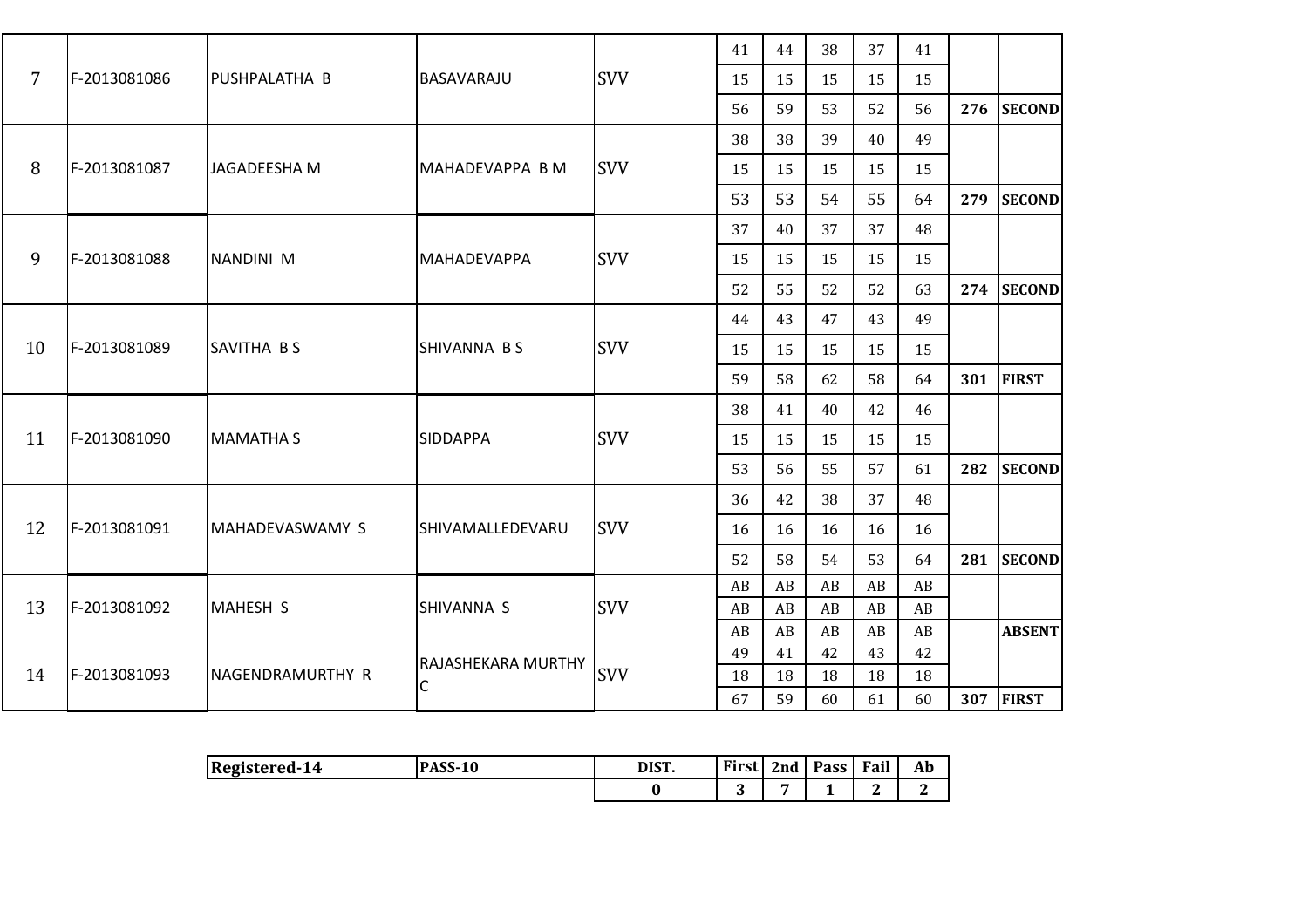| | | | | | | | | | | | |
|---|---|---|---|---|---|---|---|---|---|---|---|
| 7 | F-2013081086 | PUSHPALATHA B | BASAVARAJU | SVV | 41 | 44 | 38 | 37 | 41 | | |
| | | | | | 15 | 15 | 15 | 15 | 15 | | |
| | | | | | 56 | 59 | 53 | 52 | 56 | **276** | **SECOND** |
| 8 | F-2013081087 | JAGADEESHA M | MAHADEVAPPA B M | SVV | 38 | 38 | 39 | 40 | 49 | | |
| | | | | | 15 | 15 | 15 | 15 | 15 | | |
| | | | | | 53 | 53 | 54 | 55 | 64 | **279** | **SECOND** |
| 9 | F-2013081088 | NANDINI M | MAHADEVAPPA | SVV | 37 | 40 | 37 | 37 | 48 | | |
| | | | | | 15 | 15 | 15 | 15 | 15 | | |
| | | | | | 52 | 55 | 52 | 52 | 63 | **274** | **SECOND** |
| 10 | F-2013081089 | SAVITHA B S | SHIVANNA B S | SVV | 44 | 43 | 47 | 43 | 49 | | |
| | | | | | 15 | 15 | 15 | 15 | 15 | | |
| | | | | | 59 | 58 | 62 | 58 | 64 | **301** | **FIRST** |
| 11 | F-2013081090 | MAMATHA S | SIDDAPPA | SVV | 38 | 41 | 40 | 42 | 46 | | |
| | | | | | 15 | 15 | 15 | 15 | 15 | | |
| | | | | | 53 | 56 | 55 | 57 | 61 | **282** | **SECOND** |
| 12 | F-2013081091 | MAHADEVASWAMY S | SHIVAMALLEDEVARU | SVV | 36 | 42 | 38 | 37 | 48 | | |
| | | | | | 16 | 16 | 16 | 16 | 16 | | |
| | | | | | 52 | 58 | 54 | 53 | 64 | **281** | **SECOND** |
| 13 | F-2013081092 | MAHESH S | SHIVANNA S | SVV | AB | AB | AB | AB | AB | | |
| | | | | | AB | AB | AB | AB | AB | | |
| | | | | | AB | AB | AB | AB | AB | | **ABSENT** |
| 14 | F-2013081093 | NAGENDRAMURTHY R | RAJASHEKARA MURTHY C | SVV | 49 | 41 | 42 | 43 | 42 | | |
| | | | | | 18 | 18 | 18 | 18 | 18 | | |
| | | | | | 67 | 59 | 60 | 61 | 60 | **307** | **FIRST** |

| **Registered-14** | **PASS-10** | **DIST.** | **First** | **2nd** | **Pass** | **Fail** | **Ab** |
|---|---|---|---|---|---|---|---|
| | | **0** | **3** | **7** | **1** | **2** | **2** |